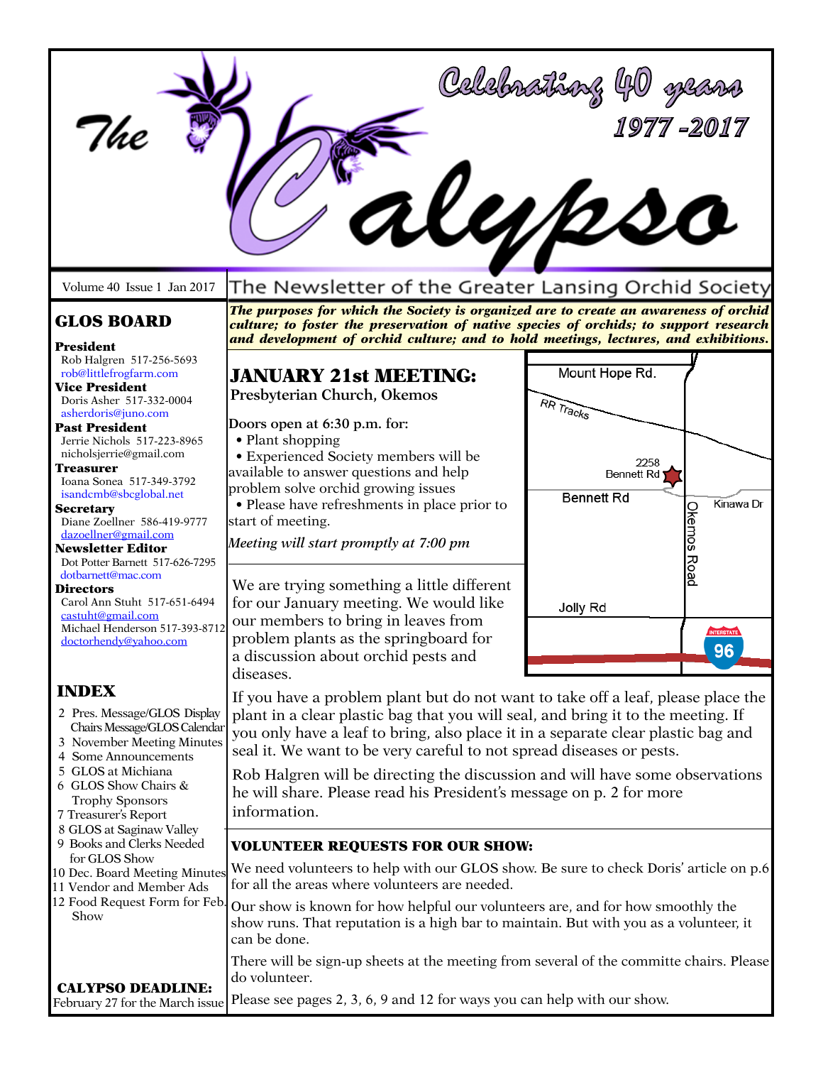# The Calypso

Celebrating 40 years
1977 -2017

Volume 40 Issue 1 Jan 2017

The Newsletter of the Greater Lansing Orchid Society

***The purposes for which the Society is organized are to create an awareness of orchid culture; to foster the preservation of native species of orchids; to support research and development of orchid culture; and to hold meetings, lectures, and exhibitions.***

## GLOS BOARD

**President**
Rob Halgren 517-256-5693
rob@littlefrogfarm.com

**Vice President**
Doris Asher 517-332-0004
asherdoris@juno.com

**Past President**
Jerrie Nichols 517-223-8965
nicholsjerrie@gmail.com

**Treasurer**
Ioana Sonea 517-349-3792
isandcmb@sbcglobal.net

**Secretary**
Diane Zoellner 586-419-9777
dazoellner@gmail.com

**Newsletter Editor**
Dot Potter Barnett 517-626-7295
dotbarnett@mac.com

**Directors**
Carol Ann Stuht 517-651-6494
castuht@gmail.com
Michael Henderson 517-393-8712
doctorhendy@yahoo.com

## INDEX

2 Pres. Message/GLOS Display Chairs Message/GLOS Calendar
3 November Meeting Minutes
4 Some Announcements
5 GLOS at Michiana
6 GLOS Show Chairs & Trophy Sponsors
7 Treasurer's Report
8 GLOS at Saginaw Valley
9 Books and Clerks Needed for GLOS Show
10 Dec. Board Meeting Minutes
11 Vendor and Member Ads
12 Food Request Form for Feb. Show

**CALYPSO DEADLINE:**
February 27 for the March issue

## JANUARY 21st MEETING:

**Presbyterian Church, Okemos**

**Doors open at 6:30 p.m. for:**

- Plant shopping
- Experienced Society members will be available to answer questions and help problem solve orchid growing issues
- Please have refreshments in place prior to start of meeting.

*Meeting will start promptly at 7:00 pm*

Mount Hope Rd.
RR Tracks
2258 Bennett Rd
Bennett Rd
Kinawa Dr
Okemos Road
Jolly Rd
96

We are trying something a little different for our January meeting. We would like our members to bring in leaves from problem plants as the springboard for a discussion about orchid pests and diseases.

If you have a problem plant but do not want to take off a leaf, please place the plant in a clear plastic bag that you will seal, and bring it to the meeting. If you only have a leaf to bring, also place it in a separate clear plastic bag and seal it. We want to be very careful to not spread diseases or pests.

Rob Halgren will be directing the discussion and will have some observations he will share. Please read his President's message on p. 2 for more information.

### VOLUNTEER REQUESTS FOR OUR SHOW:

We need volunteers to help with our GLOS show. Be sure to check Doris' article on p.6 for all the areas where volunteers are needed.

Our show is known for how helpful our volunteers are, and for how smoothly the show runs. That reputation is a high bar to maintain. But with you as a volunteer, it can be done.

There will be sign-up sheets at the meeting from several of the committe chairs. Please do volunteer.

Please see pages 2, 3, 6, 9 and 12 for ways you can help with our show.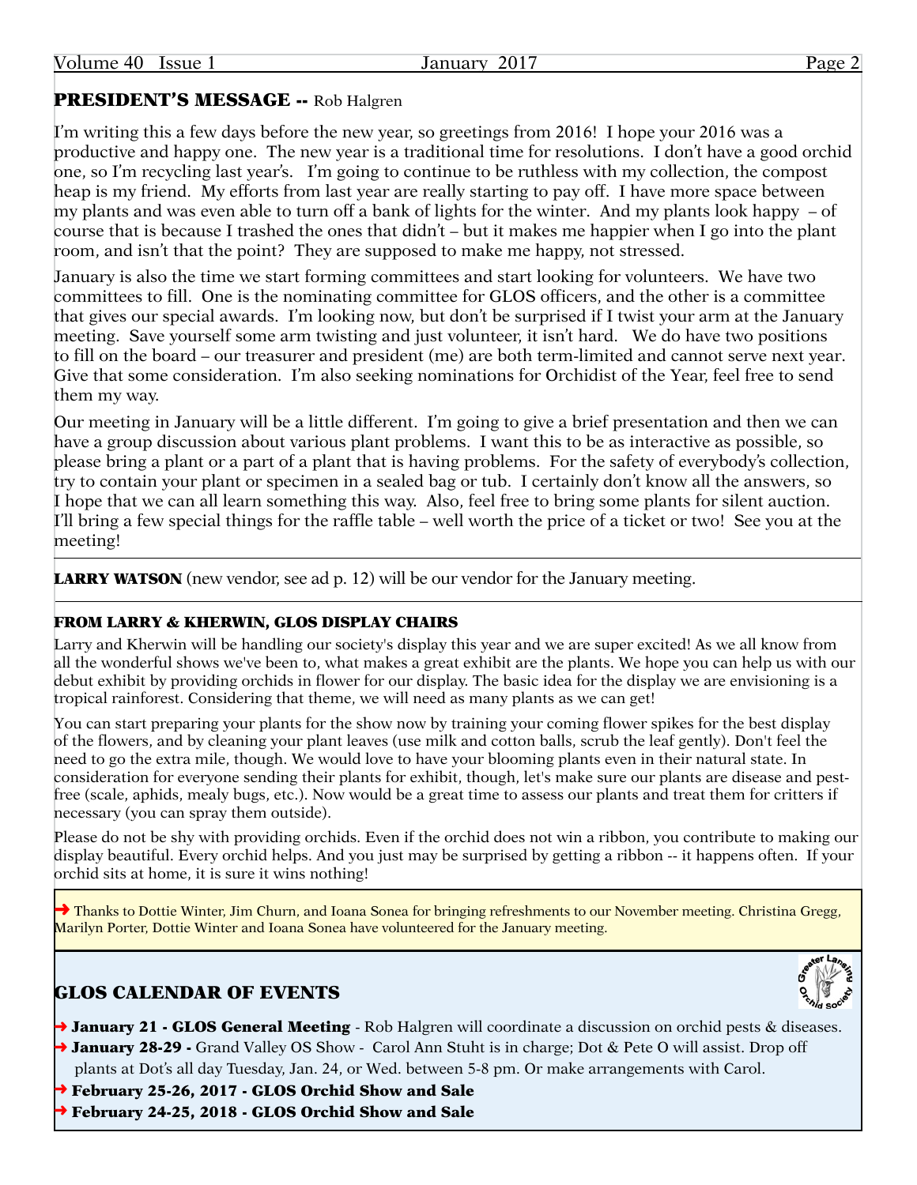## PRESIDENT'S MESSAGE -- Rob Halgren

I'm writing this a few days before the new year, so greetings from 2016! I hope your 2016 was a productive and happy one. The new year is a traditional time for resolutions. I don't have a good orchid one, so I'm recycling last year's. I'm going to continue to be ruthless with my collection, the compost heap is my friend. My efforts from last year are really starting to pay off. I have more space between my plants and was even able to turn off a bank of lights for the winter. And my plants look happy – of course that is because I trashed the ones that didn't – but it makes me happier when I go into the plant room, and isn't that the point? They are supposed to make me happy, not stressed.

January is also the time we start forming committees and start looking for volunteers. We have two committees to fill. One is the nominating committee for GLOS officers, and the other is a committee that gives our special awards. I'm looking now, but don't be surprised if I twist your arm at the January meeting. Save yourself some arm twisting and just volunteer, it isn't hard. We do have two positions to fill on the board – our treasurer and president (me) are both term-limited and cannot serve next year. Give that some consideration. I'm also seeking nominations for Orchidist of the Year, feel free to send them my way.

Our meeting in January will be a little different. I'm going to give a brief presentation and then we can have a group discussion about various plant problems. I want this to be as interactive as possible, so please bring a plant or a part of a plant that is having problems. For the safety of everybody's collection, try to contain your plant or specimen in a sealed bag or tub. I certainly don't know all the answers, so I hope that we can all learn something this way. Also, feel free to bring some plants for silent auction. I'll bring a few special things for the raffle table – well worth the price of a ticket or two! See you at the meeting!

---

**LARRY WATSON** (new vendor, see ad p. 12) will be our vendor for the January meeting.

---

### FROM LARRY & KHERWIN, GLOS DISPLAY CHAIRS

Larry and Kherwin will be handling our society's display this year and we are super excited! As we all know from all the wonderful shows we've been to, what makes a great exhibit are the plants. We hope you can help us with our debut exhibit by providing orchids in flower for our display. The basic idea for the display we are envisioning is a tropical rainforest. Considering that theme, we will need as many plants as we can get!

You can start preparing your plants for the show now by training your coming flower spikes for the best display of the flowers, and by cleaning your plant leaves (use milk and cotton balls, scrub the leaf gently). Don't feel the need to go the extra mile, though. We would love to have your blooming plants even in their natural state. In consideration for everyone sending their plants for exhibit, though, let's make sure our plants are disease and pest-free (scale, aphids, mealy bugs, etc.). Now would be a great time to assess our plants and treat them for critters if necessary (you can spray them outside).

Please do not be shy with providing orchids. Even if the orchid does not win a ribbon, you contribute to making our display beautiful. Every orchid helps. And you just may be surprised by getting a ribbon -- it happens often. If your orchid sits at home, it is sure it wins nothing!

→ Thanks to Dottie Winter, Jim Churn, and Ioana Sonea for bringing refreshments to our November meeting. Christina Gregg, Marilyn Porter, Dottie Winter and Ioana Sonea have volunteered for the January meeting.

### GLOS CALENDAR OF EVENTS

- → **January 21 - GLOS General Meeting** - Rob Halgren will coordinate a discussion on orchid pests & diseases.
- → **January 28-29 -** Grand Valley OS Show - Carol Ann Stuht is in charge; Dot & Pete O will assist. Drop off plants at Dot's all day Tuesday, Jan. 24, or Wed. between 5-8 pm. Or make arrangements with Carol.
- → **February 25-26, 2017 - GLOS Orchid Show and Sale**
- → **February 24-25, 2018 - GLOS Orchid Show and Sale**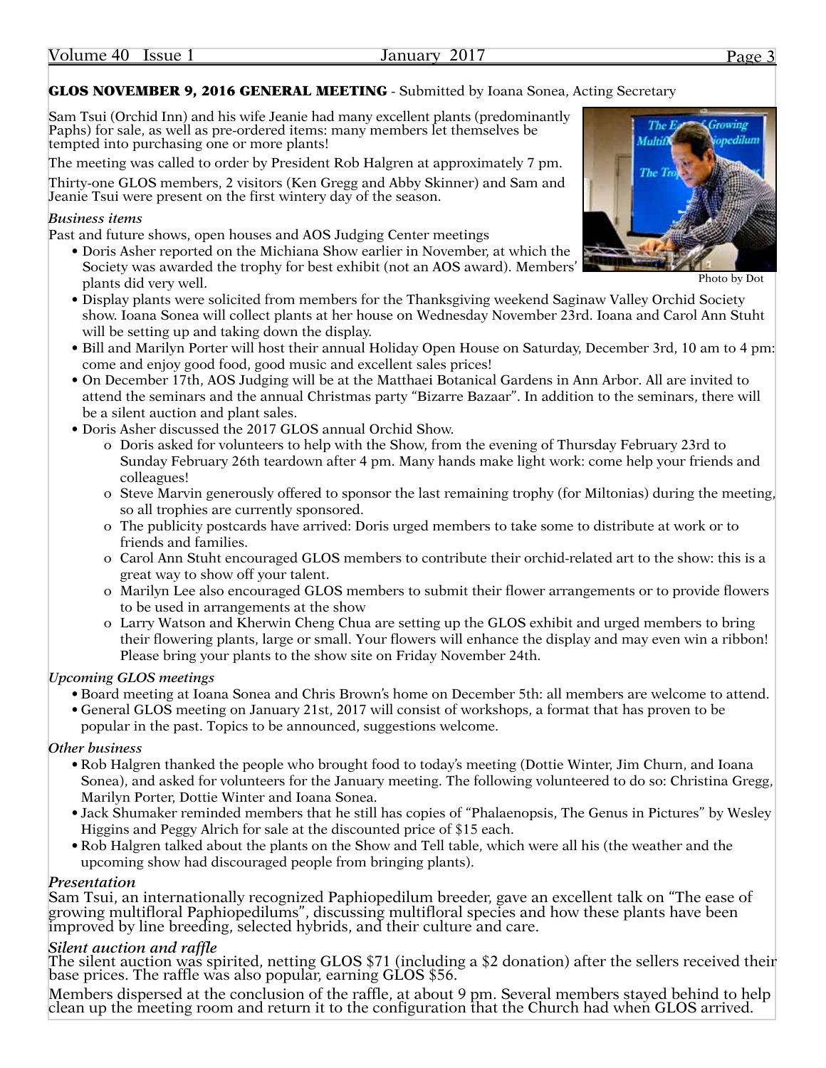## GLOS NOVEMBER 9, 2016 GENERAL MEETING - Submitted by Ioana Sonea, Acting Secretary

Sam Tsui (Orchid Inn) and his wife Jeanie had many excellent plants (predominantly Paphs) for sale, as well as pre-ordered items: many members let themselves be tempted into purchasing one or more plants!

The meeting was called to order by President Rob Halgren at approximately 7 pm.

Thirty-one GLOS members, 2 visitors (Ken Gregg and Abby Skinner) and Sam and Jeanie Tsui were present on the first wintery day of the season.

Photo by Dot

*Business items*

Past and future shows, open houses and AOS Judging Center meetings

- Doris Asher reported on the Michiana Show earlier in November, at which the Society was awarded the trophy for best exhibit (not an AOS award). Members' plants did very well.
- Display plants were solicited from members for the Thanksgiving weekend Saginaw Valley Orchid Society show. Ioana Sonea will collect plants at her house on Wednesday November 23rd. Ioana and Carol Ann Stuht will be setting up and taking down the display.
- Bill and Marilyn Porter will host their annual Holiday Open House on Saturday, December 3rd, 10 am to 4 pm: come and enjoy good food, good music and excellent sales prices!
- On December 17th, AOS Judging will be at the Matthaei Botanical Gardens in Ann Arbor. All are invited to attend the seminars and the annual Christmas party "Bizarre Bazaar". In addition to the seminars, there will be a silent auction and plant sales.
- Doris Asher discussed the 2017 GLOS annual Orchid Show.
  - Doris asked for volunteers to help with the Show, from the evening of Thursday February 23rd to Sunday February 26th teardown after 4 pm. Many hands make light work: come help your friends and colleagues!
  - Steve Marvin generously offered to sponsor the last remaining trophy (for Miltonias) during the meeting, so all trophies are currently sponsored.
  - The publicity postcards have arrived: Doris urged members to take some to distribute at work or to friends and families.
  - Carol Ann Stuht encouraged GLOS members to contribute their orchid-related art to the show: this is a great way to show off your talent.
  - Marilyn Lee also encouraged GLOS members to submit their flower arrangements or to provide flowers to be used in arrangements at the show
  - Larry Watson and Kherwin Cheng Chua are setting up the GLOS exhibit and urged members to bring their flowering plants, large or small. Your flowers will enhance the display and may even win a ribbon! Please bring your plants to the show site on Friday November 24th.

*Upcoming GLOS meetings*

- Board meeting at Ioana Sonea and Chris Brown's home on December 5th: all members are welcome to attend.
- General GLOS meeting on January 21st, 2017 will consist of workshops, a format that has proven to be popular in the past. Topics to be announced, suggestions welcome.

*Other business*

- Rob Halgren thanked the people who brought food to today's meeting (Dottie Winter, Jim Churn, and Ioana Sonea), and asked for volunteers for the January meeting. The following volunteered to do so: Christina Gregg, Marilyn Porter, Dottie Winter and Ioana Sonea.
- Jack Shumaker reminded members that he still has copies of "Phalaenopsis, The Genus in Pictures" by Wesley Higgins and Peggy Alrich for sale at the discounted price of $15 each.
- Rob Halgren talked about the plants on the Show and Tell table, which were all his (the weather and the upcoming show had discouraged people from bringing plants).

*Presentation*

Sam Tsui, an internationally recognized Paphiopedilum breeder, gave an excellent talk on "The ease of growing multifloral Paphiopedilums", discussing multifloral species and how these plants have been improved by line breeding, selected hybrids, and their culture and care.

*Silent auction and raffle*

The silent auction was spirited, netting GLOS $71 (including a $2 donation) after the sellers received their base prices. The raffle was also popular, earning GLOS $56.

Members dispersed at the conclusion of the raffle, at about 9 pm. Several members stayed behind to help clean up the meeting room and return it to the configuration that the Church had when GLOS arrived.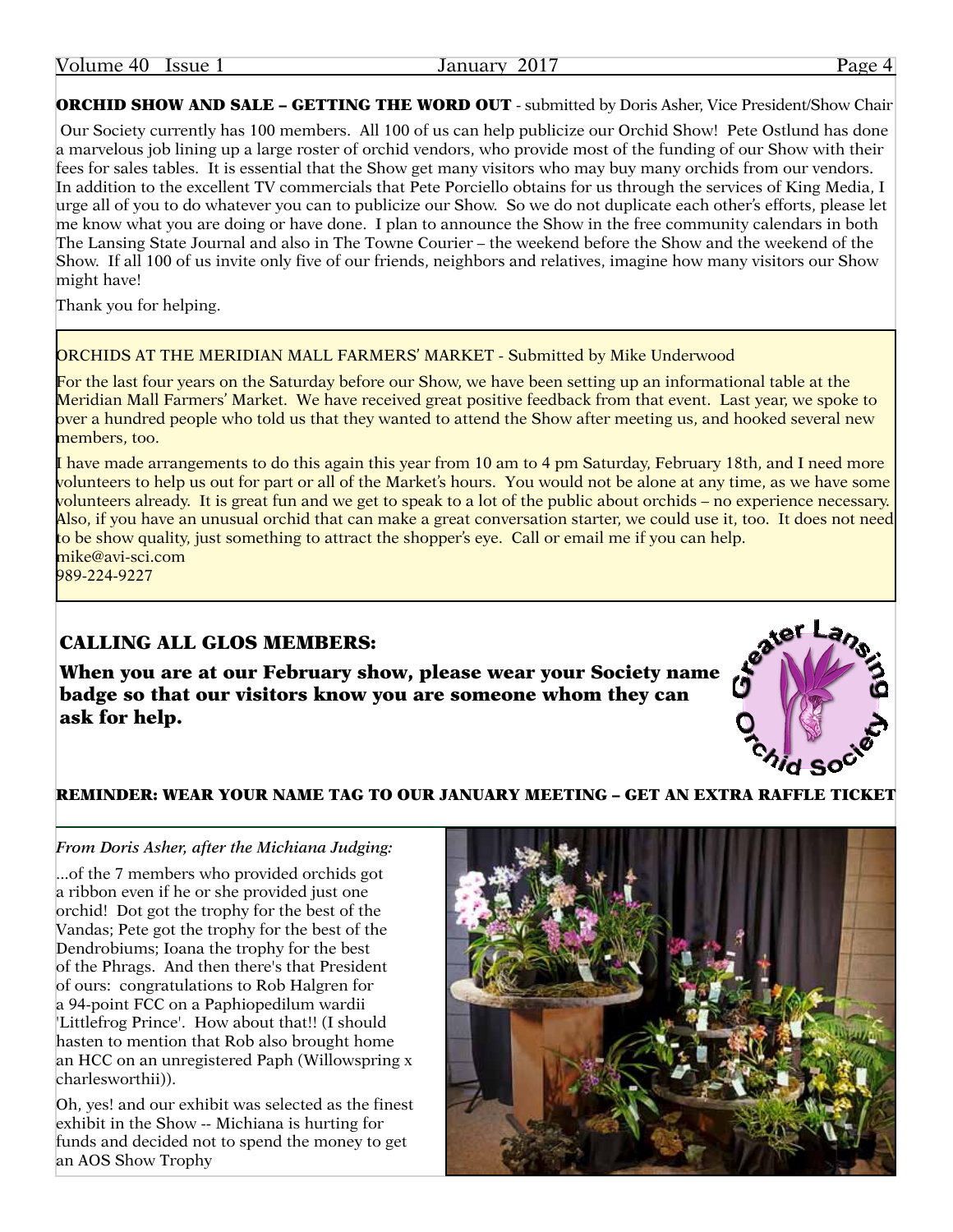**ORCHID SHOW AND SALE – GETTING THE WORD OUT** - submitted by Doris Asher, Vice President/Show Chair

Our Society currently has 100 members. All 100 of us can help publicize our Orchid Show! Pete Ostlund has done a marvelous job lining up a large roster of orchid vendors, who provide most of the funding of our Show with their fees for sales tables. It is essential that the Show get many visitors who may buy many orchids from our vendors. In addition to the excellent TV commercials that Pete Porciello obtains for us through the services of King Media, I urge all of you to do whatever you can to publicize our Show. So we do not duplicate each other's efforts, please let me know what you are doing or have done. I plan to announce the Show in the free community calendars in both The Lansing State Journal and also in The Towne Courier – the weekend before the Show and the weekend of the Show. If all 100 of us invite only five of our friends, neighbors and relatives, imagine how many visitors our Show might have!

Thank you for helping.

ORCHIDS AT THE MERIDIAN MALL FARMERS' MARKET - Submitted by Mike Underwood

For the last four years on the Saturday before our Show, we have been setting up an informational table at the Meridian Mall Farmers' Market. We have received great positive feedback from that event. Last year, we spoke to over a hundred people who told us that they wanted to attend the Show after meeting us, and hooked several new members, too.

I have made arrangements to do this again this year from 10 am to 4 pm Saturday, February 18th, and I need more volunteers to help us out for part or all of the Market's hours. You would not be alone at any time, as we have some volunteers already. It is great fun and we get to speak to a lot of the public about orchids – no experience necessary. Also, if you have an unusual orchid that can make a great conversation starter, we could use it, too. It does not need to be show quality, just something to attract the shopper's eye. Call or email me if you can help.
mike@avi-sci.com
989-224-9227

## CALLING ALL GLOS MEMBERS:

**When you are at our February show, please wear your Society name badge so that our visitors know you are someone whom they can ask for help.**

**REMINDER: WEAR YOUR NAME TAG TO OUR JANUARY MEETING – GET AN EXTRA RAFFLE TICKET**

*From Doris Asher, after the Michiana Judging:*

...of the 7 members who provided orchids got a ribbon even if he or she provided just one orchid! Dot got the trophy for the best of the Vandas; Pete got the trophy for the best of the Dendrobiums; Ioana the trophy for the best of the Phrags. And then there's that President of ours: congratulations to Rob Halgren for a 94-point FCC on a Paphiopedilum wardii 'Littlefrog Prince'. How about that!! (I should hasten to mention that Rob also brought home an HCC on an unregistered Paph (Willowspring x charlesworthii)).

Oh, yes! and our exhibit was selected as the finest exhibit in the Show -- Michiana is hurting for funds and decided not to spend the money to get an AOS Show Trophy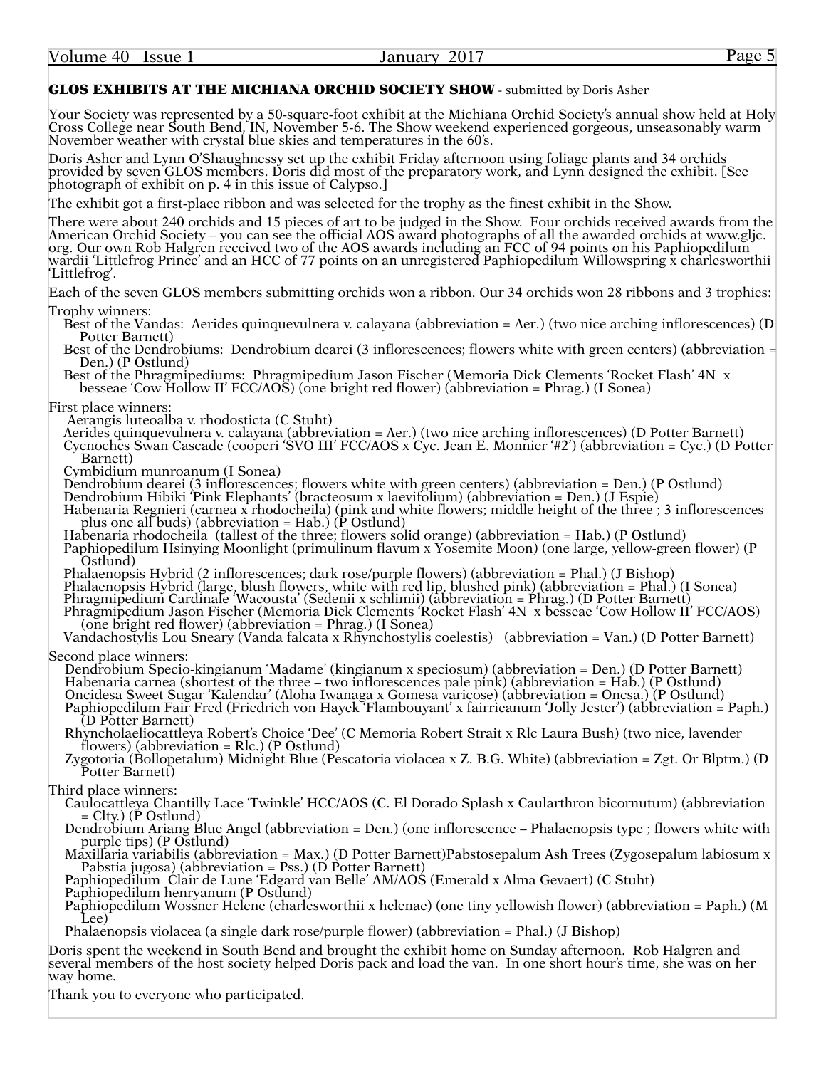## GLOS EXHIBITS AT THE MICHIANA ORCHID SOCIETY SHOW - submitted by Doris Asher

Your Society was represented by a 50-square-foot exhibit at the Michiana Orchid Society's annual show held at Holy Cross College near South Bend, IN, November 5-6. The Show weekend experienced gorgeous, unseasonably warm November weather with crystal blue skies and temperatures in the 60's.

Doris Asher and Lynn O'Shaughnessy set up the exhibit Friday afternoon using foliage plants and 34 orchids provided by seven GLOS members. Doris did most of the preparatory work, and Lynn designed the exhibit. [See photograph of exhibit on p. 4 in this issue of Calypso.]

The exhibit got a first-place ribbon and was selected for the trophy as the finest exhibit in the Show.

There were about 240 orchids and 15 pieces of art to be judged in the Show. Four orchids received awards from the American Orchid Society – you can see the official AOS award photographs of all the awarded orchids at www.gljc.org. Our own Rob Halgren received two of the AOS awards including an FCC of 94 points on his Paphiopedilum wardii 'Littlefrog Prince' and an HCC of 77 points on an unregistered Paphiopedilum Willowspring x charlesworthii 'Littlefrog'.

Each of the seven GLOS members submitting orchids won a ribbon. Our 34 orchids won 28 ribbons and 3 trophies:

Trophy winners:

- Best of the Vandas: Aerides quinquevulnera v. calayana (abbreviation = Aer.) (two nice arching inflorescences) (D Potter Barnett)
- Best of the Dendrobiums: Dendrobium dearei (3 inflorescences; flowers white with green centers) (abbreviation = Den.) (P Ostlund)
- Best of the Phragmipediums: Phragmipedium Jason Fischer (Memoria Dick Clements 'Rocket Flash' 4N x besseae 'Cow Hollow II' FCC/AOS) (one bright red flower) (abbreviation = Phrag.) (I Sonea)

First place winners:

- Aerangis luteoalba v. rhodosticta (C Stuht)
- Aerides quinquevulnera v. calayana (abbreviation = Aer.) (two nice arching inflorescences) (D Potter Barnett)
- Cycnoches Swan Cascade (cooperi 'SVO III' FCC/AOS x Cyc. Jean E. Monnier '#2') (abbreviation = Cyc.) (D Potter Barnett)
- Cymbidium munroanum (I Sonea)
- Dendrobium dearei (3 inflorescences; flowers white with green centers) (abbreviation = Den.) (P Ostlund)
- Dendrobium Hibiki 'Pink Elephants' (bracteosum x laevifolium) (abbreviation = Den.) (J Espie)
- Habenaria Regnieri (carnea x rhodocheila) (pink and white flowers; middle height of the three ; 3 inflorescences plus one all buds) (abbreviation = Hab.) (P Ostlund)
- Habenaria rhodocheila (tallest of the three; flowers solid orange) (abbreviation = Hab.) (P Ostlund)
- Paphiopedilum Hsinying Moonlight (primulinum flavum x Yosemite Moon) (one large, yellow-green flower) (P Ostlund)
- Phalaenopsis Hybrid (2 inflorescences; dark rose/purple flowers) (abbreviation = Phal.) (J Bishop)
- Phalaenopsis Hybrid (large, blush flowers, white with red lip, blushed pink) (abbreviation = Phal.) (I Sonea)
- Phragmipedium Cardinale 'Wacousta' (Sedenii x schlimii) (abbreviation = Phrag.) (D Potter Barnett)
- Phragmipedium Jason Fischer (Memoria Dick Clements 'Rocket Flash' 4N x besseae 'Cow Hollow II' FCC/AOS) (one bright red flower) (abbreviation = Phrag.) (I Sonea)
- Vandachostylis Lou Sneary (Vanda falcata x Rhynchostylis coelestis) (abbreviation = Van.) (D Potter Barnett)

Second place winners:

- Dendrobium Specio-kingianum 'Madame' (kingianum x speciosum) (abbreviation = Den.) (D Potter Barnett)
- Habenaria carnea (shortest of the three – two inflorescences pale pink) (abbreviation = Hab.) (P Ostlund)
- Oncidesa Sweet Sugar 'Kalendar' (Aloha Iwanaga x Gomesa varicose) (abbreviation = Oncsa.) (P Ostlund)
- Paphiopedilum Fair Fred (Friedrich von Hayek 'Flambouyant' x fairrieanum 'Jolly Jester') (abbreviation = Paph.) (D Potter Barnett)
- Rhyncholaeliocattleya Robert's Choice 'Dee' (C Memoria Robert Strait x Rlc Laura Bush) (two nice, lavender flowers) (abbreviation = Rlc.) (P Ostlund)
- Zygotoria (Bollopetalum) Midnight Blue (Pescatoria violacea x Z. B.G. White) (abbreviation = Zgt. Or Blptm.) (D Potter Barnett)

Third place winners:

- Caulocattleya Chantilly Lace 'Twinkle' HCC/AOS (C. El Dorado Splash x Caularthron bicornutum) (abbreviation = Clty.) (P Ostlund)
- Dendrobium Ariang Blue Angel (abbreviation = Den.) (one inflorescence – Phalaenopsis type ; flowers white with purple tips) (P Ostlund)
- Maxillaria variabilis (abbreviation = Max.) (D Potter Barnett)Pabstosepalum Ash Trees (Zygosepalum labiosum x Pabstia jugosa) (abbreviation = Pss.) (D Potter Barnett)
- Paphiopedilum Clair de Lune 'Edgard van Belle' AM/AOS (Emerald x Alma Gevaert) (C Stuht)
- Paphiopedilum henryanum (P Ostlund)
- Paphiopedilum Wossner Helene (charlesworthii x helenae) (one tiny yellowish flower) (abbreviation = Paph.) (M Lee)
- Phalaenopsis violacea (a single dark rose/purple flower) (abbreviation = Phal.) (J Bishop)

Doris spent the weekend in South Bend and brought the exhibit home on Sunday afternoon. Rob Halgren and several members of the host society helped Doris pack and load the van. In one short hour's time, she was on her way home.

Thank you to everyone who participated.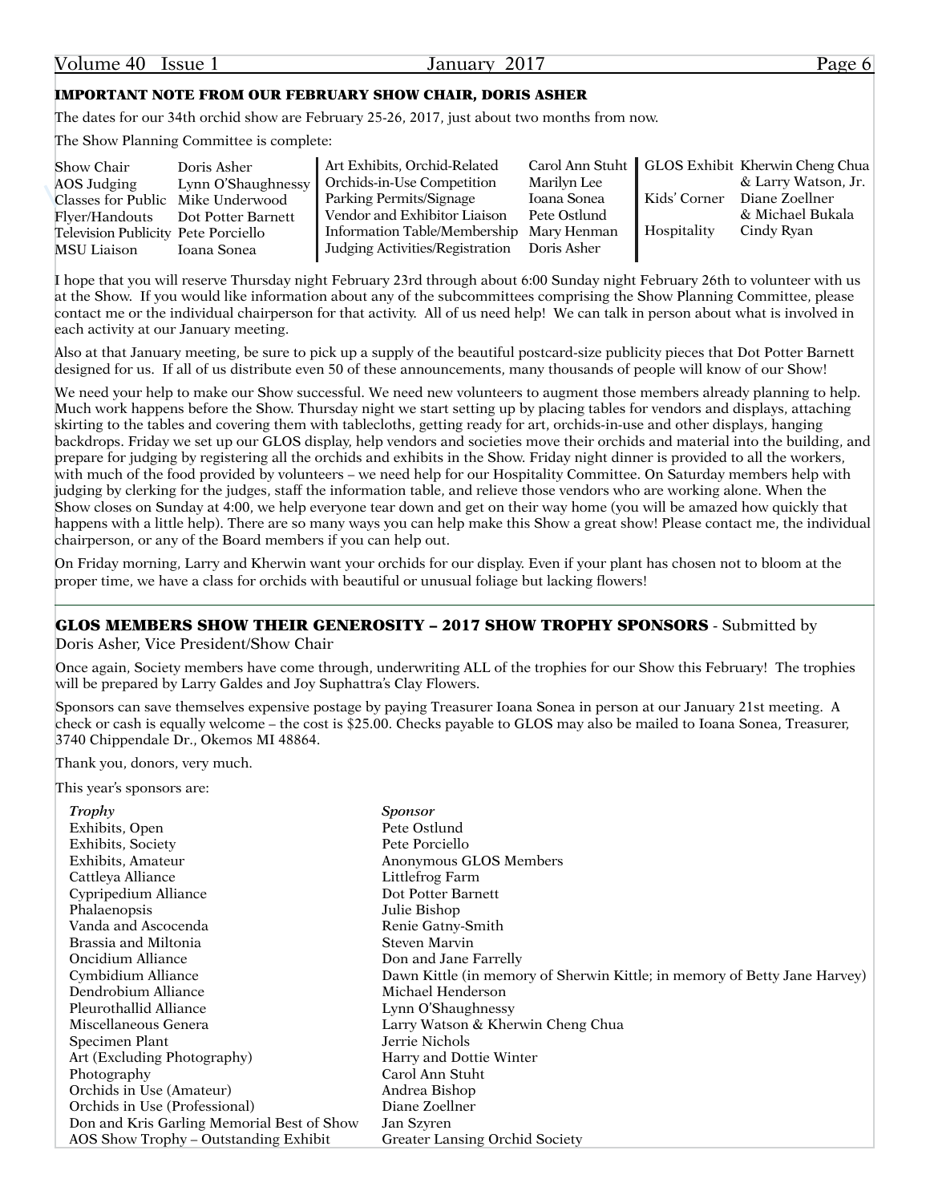## IMPORTANT NOTE FROM OUR FEBRUARY SHOW CHAIR, DORIS ASHER

The dates for our 34th orchid show are February 25-26, 2017, just about two months from now.

The Show Planning Committee is complete:

| | | | | | |
|---|---|---|---|---|---|
| Show Chair | Doris Asher | Art Exhibits, Orchid-Related | Carol Ann Stuht | GLOS Exhibit | Kherwin Cheng Chua & Larry Watson, Jr. |
| AOS Judging | Lynn O'Shaughnessy | Orchids-in-Use Competition | Marilyn Lee | | |
| Classes for Public | Mike Underwood | Parking Permits/Signage | Ioana Sonea | Kids' Corner | Diane Zoellner & Michael Bukala |
| Flyer/Handouts | Dot Potter Barnett | Vendor and Exhibitor Liaison | Pete Ostlund | | |
| Television Publicity | Pete Porciello | Information Table/Membership | Mary Henman | Hospitality | Cindy Ryan |
| MSU Liaison | Ioana Sonea | Judging Activities/Registration | Doris Asher | | |

I hope that you will reserve Thursday night February 23rd through about 6:00 Sunday night February 26th to volunteer with us at the Show. If you would like information about any of the subcommittees comprising the Show Planning Committee, please contact me or the individual chairperson for that activity. All of us need help! We can talk in person about what is involved in each activity at our January meeting.

Also at that January meeting, be sure to pick up a supply of the beautiful postcard-size publicity pieces that Dot Potter Barnett designed for us. If all of us distribute even 50 of these announcements, many thousands of people will know of our Show!

We need your help to make our Show successful. We need new volunteers to augment those members already planning to help. Much work happens before the Show. Thursday night we start setting up by placing tables for vendors and displays, attaching skirting to the tables and covering them with tablecloths, getting ready for art, orchids-in-use and other displays, hanging backdrops. Friday we set up our GLOS display, help vendors and societies move their orchids and material into the building, and prepare for judging by registering all the orchids and exhibits in the Show. Friday night dinner is provided to all the workers, with much of the food provided by volunteers – we need help for our Hospitality Committee. On Saturday members help with judging by clerking for the judges, staff the information table, and relieve those vendors who are working alone. When the Show closes on Sunday at 4:00, we help everyone tear down and get on their way home (you will be amazed how quickly that happens with a little help). There are so many ways you can help make this Show a great show! Please contact me, the individual chairperson, or any of the Board members if you can help out.

On Friday morning, Larry and Kherwin want your orchids for our display. Even if your plant has chosen not to bloom at the proper time, we have a class for orchids with beautiful or unusual foliage but lacking flowers!

## GLOS MEMBERS SHOW THEIR GENEROSITY – 2017 SHOW TROPHY SPONSORS - Submitted by Doris Asher, Vice President/Show Chair

Once again, Society members have come through, underwriting ALL of the trophies for our Show this February! The trophies will be prepared by Larry Galdes and Joy Suphattra's Clay Flowers.

Sponsors can save themselves expensive postage by paying Treasurer Ioana Sonea in person at our January 21st meeting. A check or cash is equally welcome – the cost is $25.00. Checks payable to GLOS may also be mailed to Ioana Sonea, Treasurer, 3740 Chippendale Dr., Okemos MI 48864.

Thank you, donors, very much.

This year's sponsors are:

| *Trophy* | *Sponsor* |
|---|---|
| Exhibits, Open | Pete Ostlund |
| Exhibits, Society | Pete Porciello |
| Exhibits, Amateur | Anonymous GLOS Members |
| Cattleya Alliance | Littlefrog Farm |
| Cypripedium Alliance | Dot Potter Barnett |
| Phalaenopsis | Julie Bishop |
| Vanda and Ascocenda | Renie Gatny-Smith |
| Brassia and Miltonia | Steven Marvin |
| Oncidium Alliance | Don and Jane Farrelly |
| Cymbidium Alliance | Dawn Kittle (in memory of Sherwin Kittle; in memory of Betty Jane Harvey) |
| Dendrobium Alliance | Michael Henderson |
| Pleurothallid Alliance | Lynn O'Shaughnessy |
| Miscellaneous Genera | Larry Watson & Kherwin Cheng Chua |
| Specimen Plant | Jerrie Nichols |
| Art (Excluding Photography) | Harry and Dottie Winter |
| Photography | Carol Ann Stuht |
| Orchids in Use (Amateur) | Andrea Bishop |
| Orchids in Use (Professional) | Diane Zoellner |
| Don and Kris Garling Memorial Best of Show | Jan Szyren |
| AOS Show Trophy – Outstanding Exhibit | Greater Lansing Orchid Society |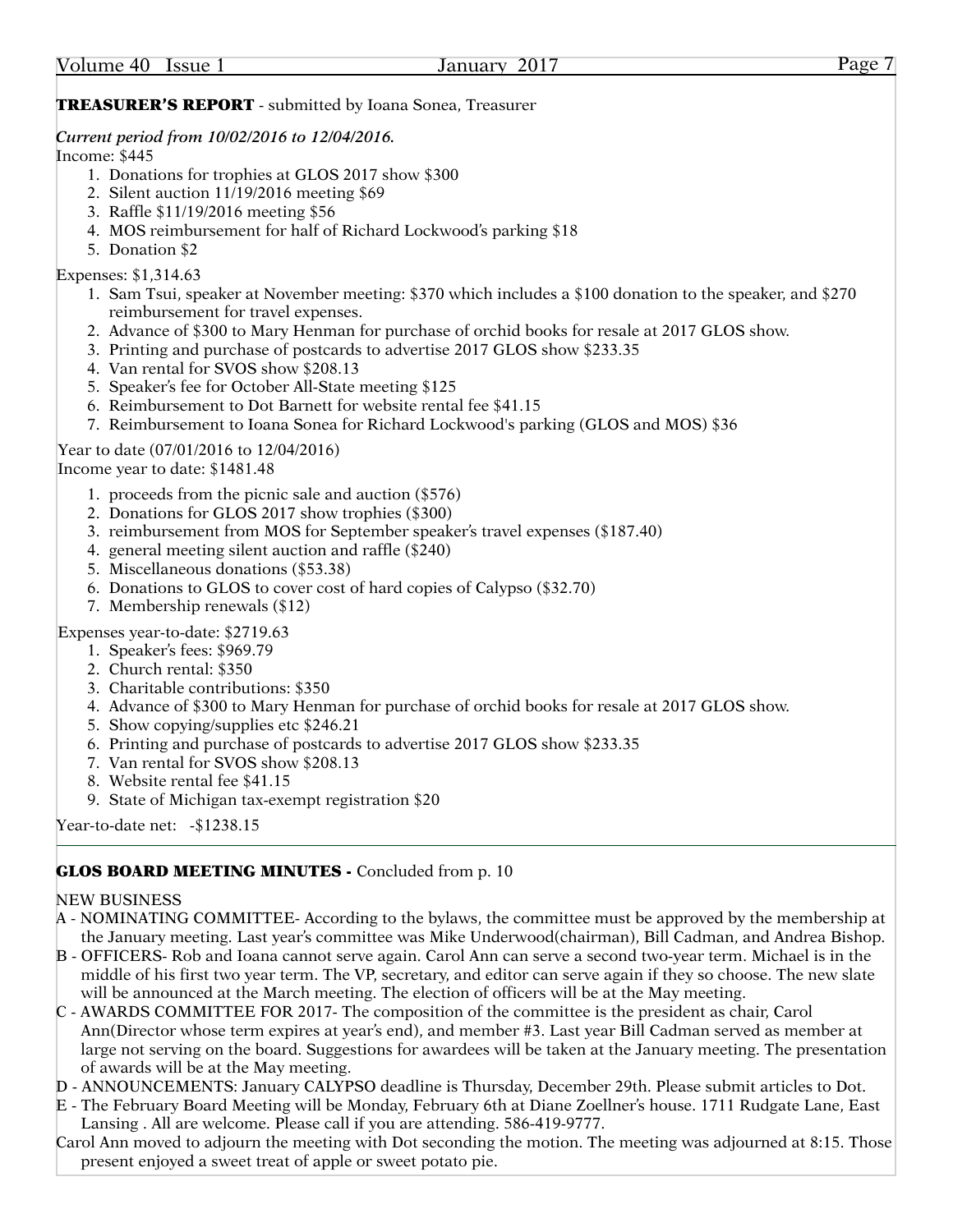**TREASURER'S REPORT** - submitted by Ioana Sonea, Treasurer

***Current period from 10/02/2016 to 12/04/2016.***

Income: $445

1. Donations for trophies at GLOS 2017 show $300
2. Silent auction 11/19/2016 meeting $69
3. Raffle $11/19/2016 meeting $56
4. MOS reimbursement for half of Richard Lockwood's parking $18
5. Donation $2

Expenses: $1,314.63

1. Sam Tsui, speaker at November meeting: $370 which includes a $100 donation to the speaker, and $270 reimbursement for travel expenses.
2. Advance of $300 to Mary Henman for purchase of orchid books for resale at 2017 GLOS show.
3. Printing and purchase of postcards to advertise 2017 GLOS show $233.35
4. Van rental for SVOS show $208.13
5. Speaker's fee for October All-State meeting $125
6. Reimbursement to Dot Barnett for website rental fee $41.15
7. Reimbursement to Ioana Sonea for Richard Lockwood's parking (GLOS and MOS) $36

Year to date (07/01/2016 to 12/04/2016)

Income year to date: $1481.48

1. proceeds from the picnic sale and auction ($576)
2. Donations for GLOS 2017 show trophies ($300)
3. reimbursement from MOS for September speaker's travel expenses ($187.40)
4. general meeting silent auction and raffle ($240)
5. Miscellaneous donations ($53.38)
6. Donations to GLOS to cover cost of hard copies of Calypso ($32.70)
7. Membership renewals ($12)

Expenses year-to-date: $2719.63

1. Speaker's fees: $969.79
2. Church rental: $350
3. Charitable contributions: $350
4. Advance of $300 to Mary Henman for purchase of orchid books for resale at 2017 GLOS show.
5. Show copying/supplies etc $246.21
6. Printing and purchase of postcards to advertise 2017 GLOS show $233.35
7. Van rental for SVOS show $208.13
8. Website rental fee $41.15
9. State of Michigan tax-exempt registration $20

Year-to-date net: -$1238.15

---

**GLOS BOARD MEETING MINUTES -** Concluded from p. 10

NEW BUSINESS

A - NOMINATING COMMITTEE- According to the bylaws, the committee must be approved by the membership at the January meeting. Last year's committee was Mike Underwood(chairman), Bill Cadman, and Andrea Bishop.

B - OFFICERS- Rob and Ioana cannot serve again. Carol Ann can serve a second two-year term. Michael is in the middle of his first two year term. The VP, secretary, and editor can serve again if they so choose. The new slate will be announced at the March meeting. The election of officers will be at the May meeting.

C - AWARDS COMMITTEE FOR 2017- The composition of the committee is the president as chair, Carol Ann(Director whose term expires at year's end), and member #3. Last year Bill Cadman served as member at large not serving on the board. Suggestions for awardees will be taken at the January meeting. The presentation of awards will be at the May meeting.

D - ANNOUNCEMENTS: January CALYPSO deadline is Thursday, December 29th. Please submit articles to Dot.

E - The February Board Meeting will be Monday, February 6th at Diane Zoellner's house. 1711 Rudgate Lane, East Lansing . All are welcome. Please call if you are attending. 586-419-9777.

Carol Ann moved to adjourn the meeting with Dot seconding the motion. The meeting was adjourned at 8:15. Those present enjoyed a sweet treat of apple or sweet potato pie.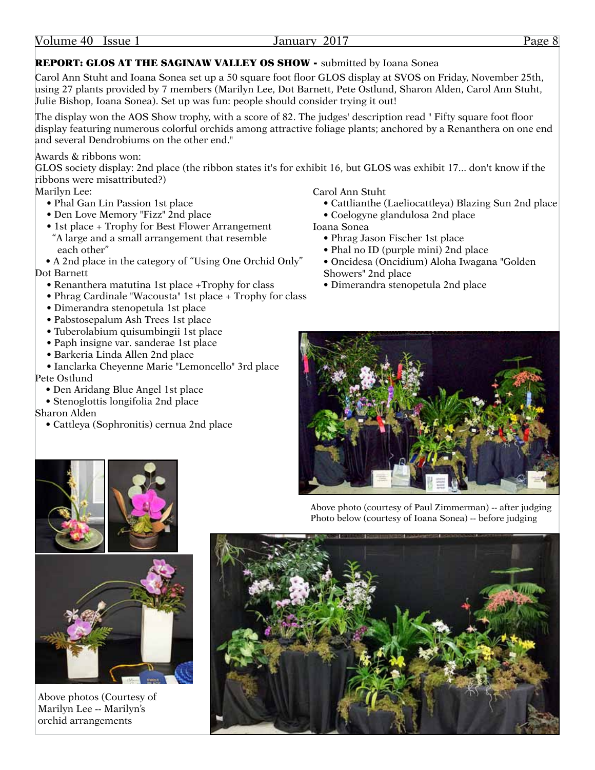## REPORT: GLOS AT THE SAGINAW VALLEY OS SHOW - submitted by Ioana Sonea

Carol Ann Stuht and Ioana Sonea set up a 50 square foot floor GLOS display at SVOS on Friday, November 25th, using 27 plants provided by 7 members (Marilyn Lee, Dot Barnett, Pete Ostlund, Sharon Alden, Carol Ann Stuht, Julie Bishop, Ioana Sonea). Set up was fun: people should consider trying it out!

The display won the AOS Show trophy, with a score of 82. The judges' description read " Fifty square foot floor display featuring numerous colorful orchids among attractive foliage plants; anchored by a Renanthera on one end and several Dendrobiums on the other end."

Awards & ribbons won:

GLOS society display: 2nd place (the ribbon states it's for exhibit 16, but GLOS was exhibit 17... don't know if the ribbons were misattributed?)

Marilyn Lee:

- Phal Gan Lin Passion 1st place
- Den Love Memory "Fizz" 2nd place
- 1st place + Trophy for Best Flower Arrangement "A large and a small arrangement that resemble each other"
- A 2nd place in the category of "Using One Orchid Only"

Dot Barnett

- Renanthera matutina 1st place +Trophy for class
- Phrag Cardinale "Wacousta" 1st place + Trophy for class
- Dimerandra stenopetula 1st place
- Pabstosepalum Ash Trees 1st place
- Tuberolabium quisumbingii 1st place
- Paph insigne var. sanderae 1st place
- Barkeria Linda Allen 2nd place
- Ianclarka Cheyenne Marie "Lemoncello" 3rd place

Pete Ostlund

- Den Aridang Blue Angel 1st place
- Stenoglottis longifolia 2nd place

Sharon Alden

- Cattleya (Sophronitis) cernua 2nd place

Carol Ann Stuht

- Cattlianthe (Laeliocattleya) Blazing Sun 2nd place
- Coelogyne glandulosa 2nd place

Ioana Sonea

- Phrag Jason Fischer 1st place
- Phal no ID (purple mini) 2nd place
- Oncidesa (Oncidium) Aloha Iwagana "Golden Showers" 2nd place
- Dimerandra stenopetula 2nd place

Above photo (courtesy of Paul Zimmerman) -- after judging
Photo below (courtesy of Ioana Sonea) -- before judging

Above photos (Courtesy of Marilyn Lee -- Marilyn's orchid arrangements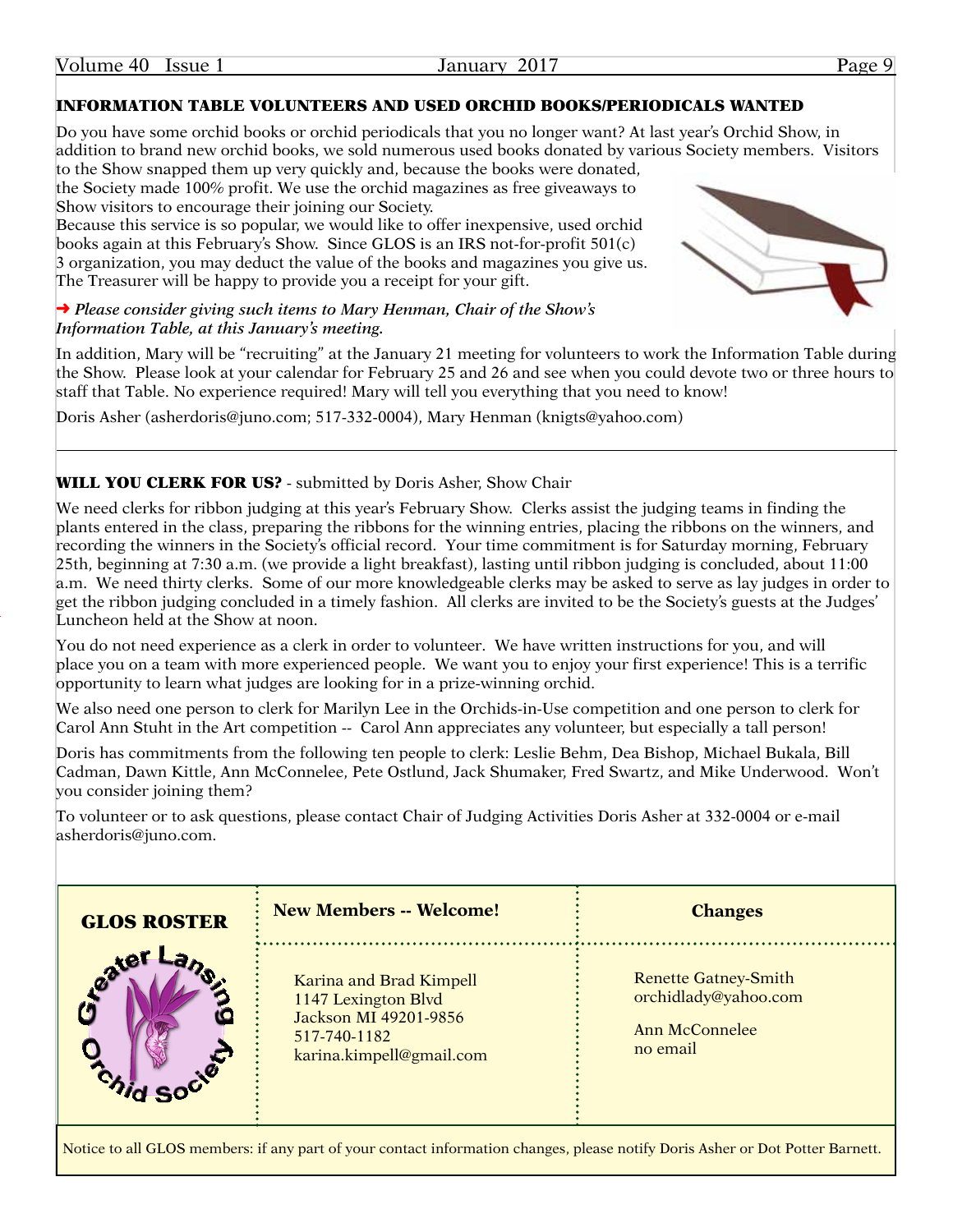### INFORMATION TABLE VOLUNTEERS AND USED ORCHID BOOKS/PERIODICALS WANTED

Do you have some orchid books or orchid periodicals that you no longer want? At last year's Orchid Show, in addition to brand new orchid books, we sold numerous used books donated by various Society members. Visitors to the Show snapped them up very quickly and, because the books were donated, the Society made 100% profit. We use the orchid magazines as free giveaways to Show visitors to encourage their joining our Society.

Because this service is so popular, we would like to offer inexpensive, used orchid books again at this February's Show. Since GLOS is an IRS not-for-profit 501(c) 3 organization, you may deduct the value of the books and magazines you give us. The Treasurer will be happy to provide you a receipt for your gift.

➜ *Please consider giving such items to Mary Henman, Chair of the Show's Information Table, at this January's meeting.*

In addition, Mary will be "recruiting" at the January 21 meeting for volunteers to work the Information Table during the Show. Please look at your calendar for February 25 and 26 and see when you could devote two or three hours to staff that Table. No experience required! Mary will tell you everything that you need to know!

Doris Asher (asherdoris@juno.com; 517-332-0004), Mary Henman (knigts@yahoo.com)

---

### WILL YOU CLERK FOR US? - submitted by Doris Asher, Show Chair

We need clerks for ribbon judging at this year's February Show. Clerks assist the judging teams in finding the plants entered in the class, preparing the ribbons for the winning entries, placing the ribbons on the winners, and recording the winners in the Society's official record. Your time commitment is for Saturday morning, February 25th, beginning at 7:30 a.m. (we provide a light breakfast), lasting until ribbon judging is concluded, about 11:00 a.m. We need thirty clerks. Some of our more knowledgeable clerks may be asked to serve as lay judges in order to get the ribbon judging concluded in a timely fashion. All clerks are invited to be the Society's guests at the Judges' Luncheon held at the Show at noon.

You do not need experience as a clerk in order to volunteer. We have written instructions for you, and will place you on a team with more experienced people. We want you to enjoy your first experience! This is a terrific opportunity to learn what judges are looking for in a prize-winning orchid.

We also need one person to clerk for Marilyn Lee in the Orchids-in-Use competition and one person to clerk for Carol Ann Stuht in the Art competition -- Carol Ann appreciates any volunteer, but especially a tall person!

Doris has commitments from the following ten people to clerk: Leslie Behm, Dea Bishop, Michael Bukala, Bill Cadman, Dawn Kittle, Ann McConnelee, Pete Ostlund, Jack Shumaker, Fred Swartz, and Mike Underwood. Won't you consider joining them?

To volunteer or to ask questions, please contact Chair of Judging Activities Doris Asher at 332-0004 or e-mail asherdoris@juno.com.

---

### GLOS ROSTER

Greater Lansing Orchid Society

| New Members -- Welcome! | Changes |
|---|---|
| Karina and Brad Kimpell<br>1147 Lexington Blvd<br>Jackson MI 49201-9856<br>517-740-1182<br>karina.kimpell@gmail.com | Renette Gatney-Smith<br>orchidlady@yahoo.com<br><br>Ann McConnelee<br>no email |

Notice to all GLOS members: if any part of your contact information changes, please notify Doris Asher or Dot Potter Barnett.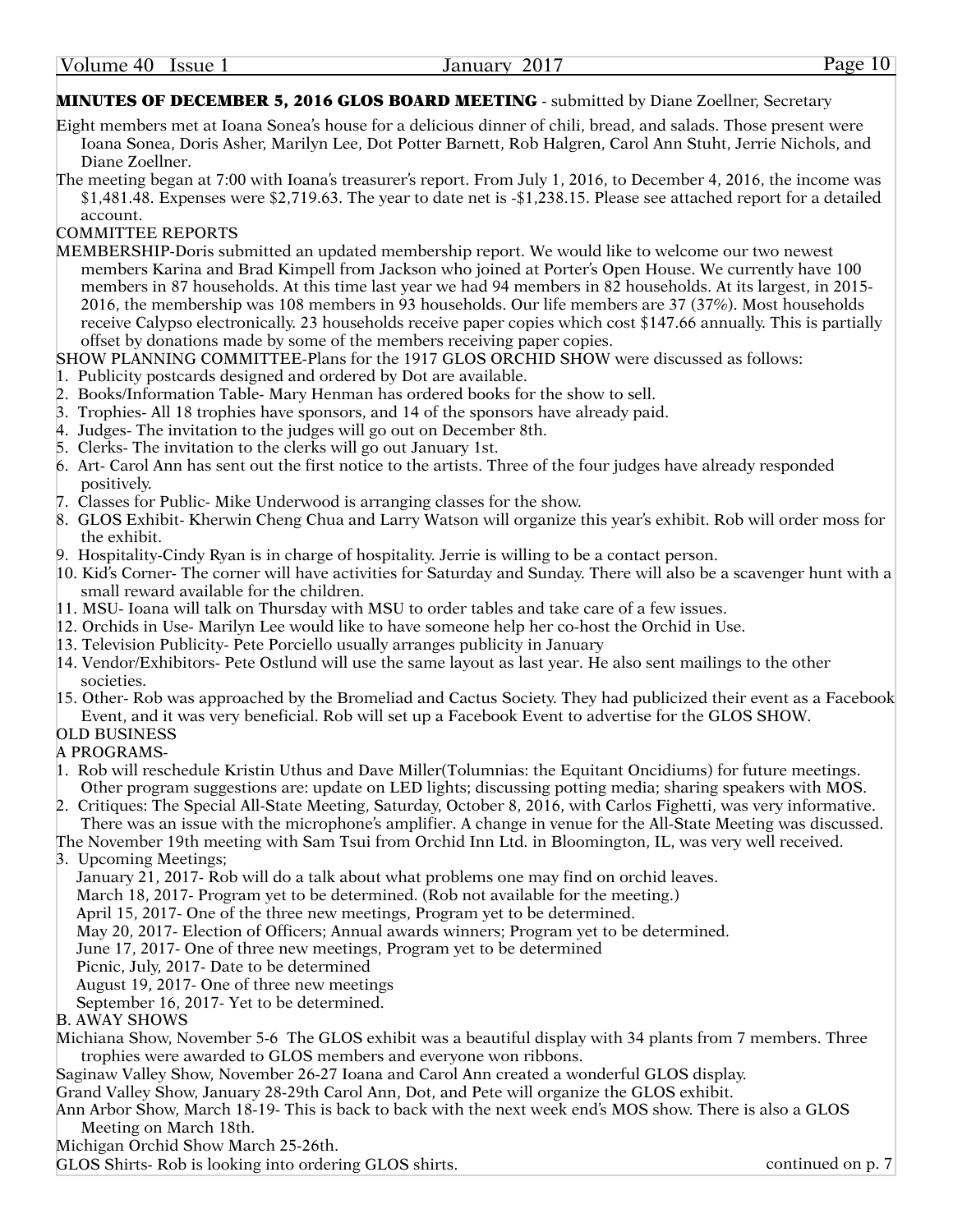**MINUTES OF DECEMBER 5, 2016 GLOS BOARD MEETING** - submitted by Diane Zoellner, Secretary

Eight members met at Ioana Sonea's house for a delicious dinner of chili, bread, and salads. Those present were Ioana Sonea, Doris Asher, Marilyn Lee, Dot Potter Barnett, Rob Halgren, Carol Ann Stuht, Jerrie Nichols, and Diane Zoellner.

The meeting began at 7:00 with Ioana's treasurer's report. From July 1, 2016, to December 4, 2016, the income was $1,481.48. Expenses were $2,719.63. The year to date net is -$1,238.15. Please see attached report for a detailed account.

COMMITTEE REPORTS

MEMBERSHIP-Doris submitted an updated membership report. We would like to welcome our two newest members Karina and Brad Kimpell from Jackson who joined at Porter's Open House. We currently have 100 members in 87 households. At this time last year we had 94 members in 82 households. At its largest, in 2015-2016, the membership was 108 members in 93 households. Our life members are 37 (37%). Most households receive Calypso electronically. 23 households receive paper copies which cost $147.66 annually. This is partially offset by donations made by some of the members receiving paper copies.

SHOW PLANNING COMMITTEE-Plans for the 1917 GLOS ORCHID SHOW were discussed as follows:

1. Publicity postcards designed and ordered by Dot are available.
2. Books/Information Table- Mary Henman has ordered books for the show to sell.
3. Trophies- All 18 trophies have sponsors, and 14 of the sponsors have already paid.
4. Judges- The invitation to the judges will go out on December 8th.
5. Clerks- The invitation to the clerks will go out January 1st.
6. Art- Carol Ann has sent out the first notice to the artists. Three of the four judges have already responded positively.
7. Classes for Public- Mike Underwood is arranging classes for the show.
8. GLOS Exhibit- Kherwin Cheng Chua and Larry Watson will organize this year's exhibit. Rob will order moss for the exhibit.
9. Hospitality-Cindy Ryan is in charge of hospitality. Jerrie is willing to be a contact person.
10. Kid's Corner- The corner will have activities for Saturday and Sunday. There will also be a scavenger hunt with a small reward available for the children.
11. MSU- Ioana will talk on Thursday with MSU to order tables and take care of a few issues.
12. Orchids in Use- Marilyn Lee would like to have someone help her co-host the Orchid in Use.
13. Television Publicity- Pete Porciello usually arranges publicity in January
14. Vendor/Exhibitors- Pete Ostlund will use the same layout as last year. He also sent mailings to the other societies.
15. Other- Rob was approached by the Bromeliad and Cactus Society. They had publicized their event as a Facebook Event, and it was very beneficial. Rob will set up a Facebook Event to advertise for the GLOS SHOW.

OLD BUSINESS

A PROGRAMS-

1. Rob will reschedule Kristin Uthus and Dave Miller(Tolumnias: the Equitant Oncidiums) for future meetings. Other program suggestions are: update on LED lights; discussing potting media; sharing speakers with MOS.
2. Critiques: The Special All-State Meeting, Saturday, October 8, 2016, with Carlos Fighetti, was very informative. There was an issue with the microphone's amplifier. A change in venue for the All-State Meeting was discussed.

The November 19th meeting with Sam Tsui from Orchid Inn Ltd. in Bloomington, IL, was very well received.

3. Upcoming Meetings;
   - January 21, 2017- Rob will do a talk about what problems one may find on orchid leaves.
   - March 18, 2017- Program yet to be determined. (Rob not available for the meeting.)
   - April 15, 2017- One of the three new meetings, Program yet to be determined.
   - May 20, 2017- Election of Officers; Annual awards winners; Program yet to be determined.
   - June 17, 2017- One of three new meetings, Program yet to be determined
   - Picnic, July, 2017- Date to be determined
   - August 19, 2017- One of three new meetings
   - September 16, 2017- Yet to be determined.

B. AWAY SHOWS

Michiana Show, November 5-6 The GLOS exhibit was a beautiful display with 34 plants from 7 members. Three trophies were awarded to GLOS members and everyone won ribbons.

Saginaw Valley Show, November 26-27 Ioana and Carol Ann created a wonderful GLOS display.

Grand Valley Show, January 28-29th Carol Ann, Dot, and Pete will organize the GLOS exhibit.

Ann Arbor Show, March 18-19- This is back to back with the next week end's MOS show. There is also a GLOS Meeting on March 18th.

Michigan Orchid Show March 25-26th.

GLOS Shirts- Rob is looking into ordering GLOS shirts.

continued on p. 7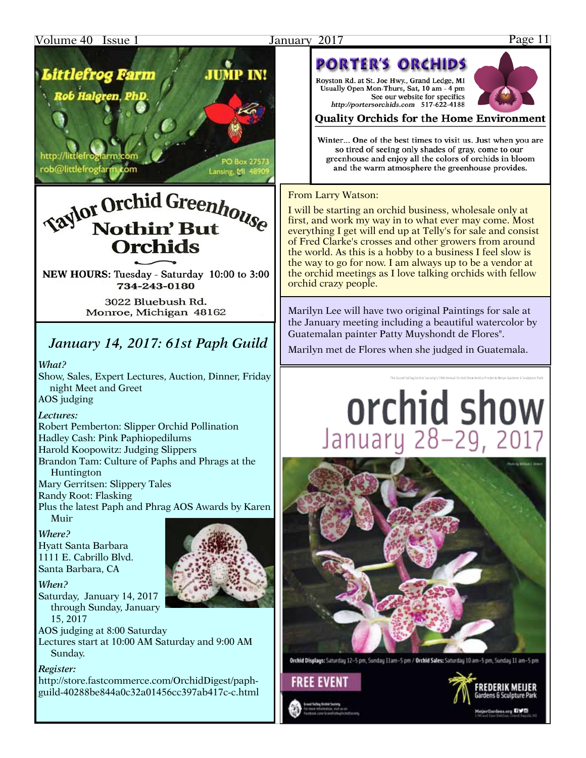**Littlefrog Farm**

**JUMP IN!**

**Rob Halgren, PhD.**

http://littlefrogfarm.com
rob@littlefrogfarm.com

PO Box 27573
Lansing, MI 48909

# Taylor Orchid Greenhouse

## Nothin' But Orchids

**NEW HOURS:** Tuesday - Saturday 10:00 to 3:00
734-243-0180

3022 Bluebush Rd.
Monroe, Michigan 48162

## *January 14, 2017: 61st Paph Guild*

*What?*

Show, Sales, Expert Lectures, Auction, Dinner, Friday night Meet and Greet
AOS judging

*Lectures:*

Robert Pemberton: Slipper Orchid Pollination
Hadley Cash: Pink Paphiopedilums
Harold Koopowitz: Judging Slippers
Brandon Tam: Culture of Paphs and Phrags at the Huntington
Mary Gerritsen: Slippery Tales
Randy Root: Flasking
Plus the latest Paph and Phrag AOS Awards by Karen Muir

*Where?*

Hyatt Santa Barbara
1111 E. Cabrillo Blvd.
Santa Barbara, CA

*When?*

Saturday, January 14, 2017 through Sunday, January 15, 2017
AOS judging at 8:00 Saturday
Lectures start at 10:00 AM Saturday and 9:00 AM Sunday.

*Register:*

http://store.fastcommerce.com/OrchidDigest/paph-guild-40288be844a0c32a01456cc397ab417c-c.html

# PORTER'S ORCHIDS

Royston Rd. at St. Joe Hwy., Grand Ledge, MI
Usually Open Mon-Thurs, Sat, 10 am - 4 pm
See our website for specifics
*http://portersorchids.com* 517-622-4188

**Quality Orchids for the Home Environment**

Winter... One of the best times to visit us. Just when you are so tired of seeing only shades of gray, come to our greenhouse and enjoy all the colors of orchids in bloom and the warm atmosphere the greenhouse provides.

From Larry Watson:

I will be starting an orchid business, wholesale only at first, and work my way in to what ever may come. Most everything I get will end up at Telly's for sale and consist of Fred Clarke's crosses and other growers from around the world. As this is a hobby to a business I feel slow is the way to go for now. I am always up to be a vendor at the orchid meetings as I love talking orchids with fellow orchid crazy people.

Marilyn Lee will have two original Paintings for sale at the January meeting including a beautiful watercolor by Guatemalan painter Patty Muyshondt de Flores".

Marilyn met de Flores when she judged in Guatemala.

The Grand Valley Orchid Society's 13th Annual Orchid Show held at Frederik Meijer Gardens & Sculpture Park

# orchid show
## January 28–29, 2017

**Orchid Displays:** Saturday 12–5 pm, Sunday 11am–5 pm / **Orchid Sales:** Saturday 10 am–5 pm, Sunday 11 am–5 pm

**FREE EVENT**

**FREDERIK MEIJER** Gardens & Sculpture Park

MeijerGardens.org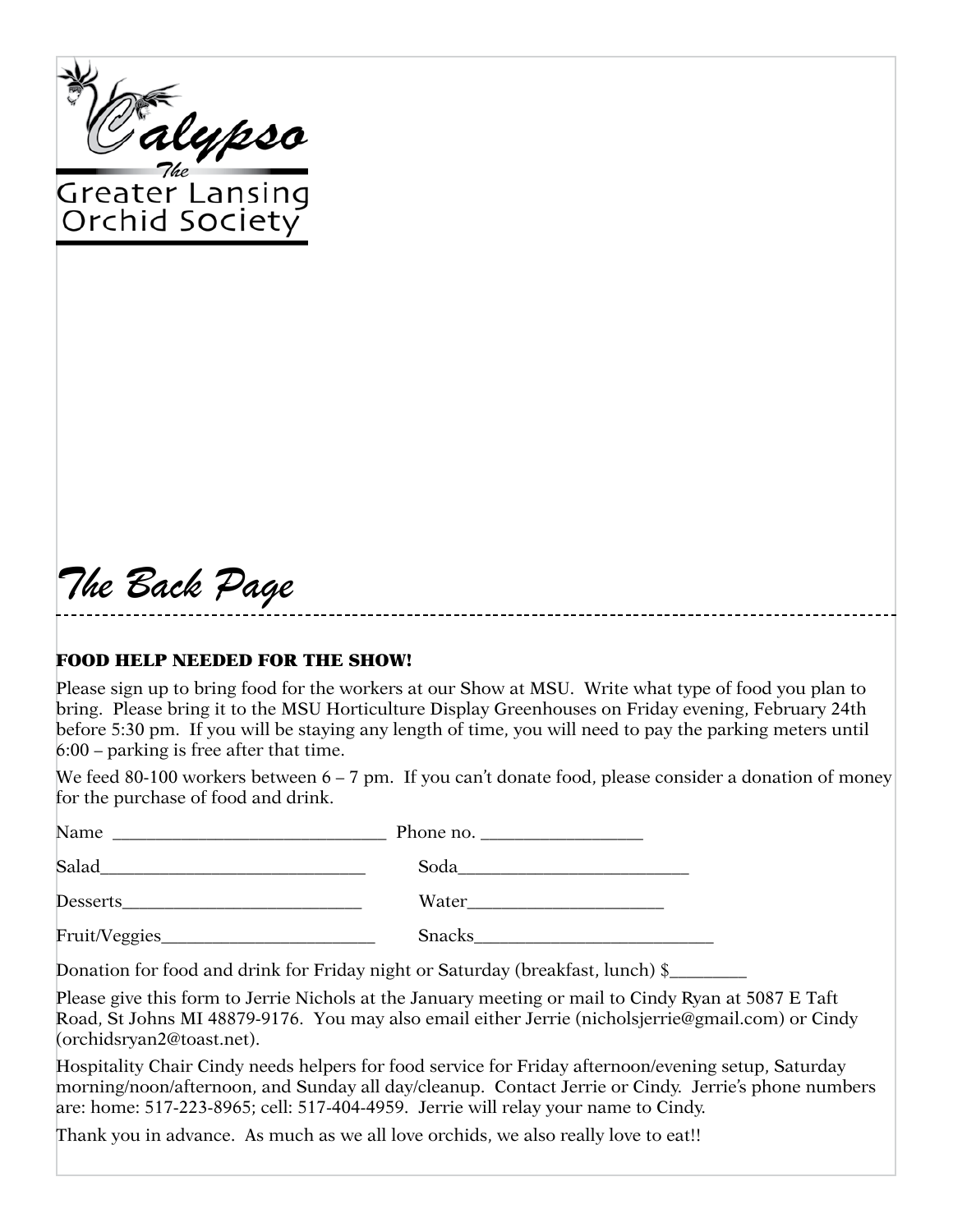Calypso

The Greater Lansing Orchid Society

# *The Back Page*

**FOOD HELP NEEDED FOR THE SHOW!**

Please sign up to bring food for the workers at our Show at MSU. Write what type of food you plan to bring. Please bring it to the MSU Horticulture Display Greenhouses on Friday evening, February 24th before 5:30 pm. If you will be staying any length of time, you will need to pay the parking meters until 6:00 – parking is free after that time.

We feed 80-100 workers between 6 – 7 pm. If you can't donate food, please consider a donation of money for the purchase of food and drink.

Name ______________________________ Phone no. _________________

Salad_____________________________ Soda_________________________

Desserts__________________________ Water_____________________

Fruit/Veggies______________________ Snacks__________________________

Donation for food and drink for Friday night or Saturday (breakfast, lunch) $________

Please give this form to Jerrie Nichols at the January meeting or mail to Cindy Ryan at 5087 E Taft Road, St Johns MI 48879-9176. You may also email either Jerrie (nicholsjerrie@gmail.com) or Cindy (orchidsryan2@toast.net).

Hospitality Chair Cindy needs helpers for food service for Friday afternoon/evening setup, Saturday morning/noon/afternoon, and Sunday all day/cleanup. Contact Jerrie or Cindy. Jerrie's phone numbers are: home: 517-223-8965; cell: 517-404-4959. Jerrie will relay your name to Cindy.

Thank you in advance. As much as we all love orchids, we also really love to eat!!